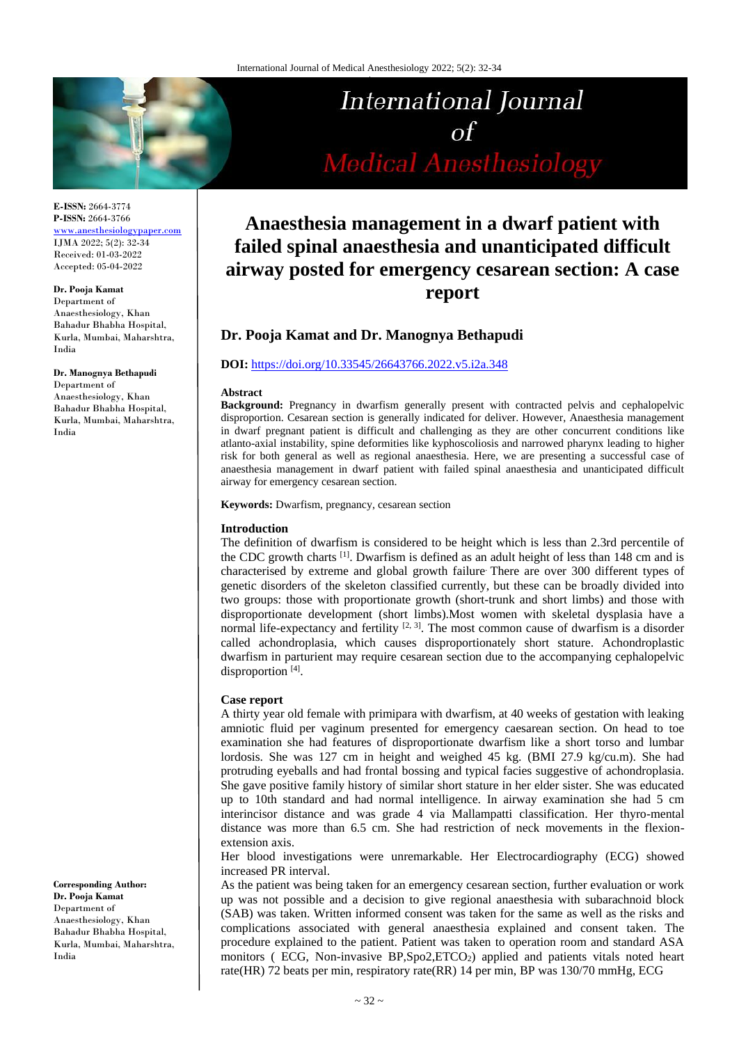E-ISSN: 2664-3774
P-ISSN: 2664-3766
www.anesthesiologypaper.com
IJMA 2022; 5(2): 32-34
Received: 01-03-2022
Accepted: 05-04-2022

**Dr. Pooja Kamat**
Department of Anaesthesiology, Khan Bahadur Bhabha Hospital, Kurla, Mumbai, Maharshtra, India

**Dr. Manognya Bethapudi**
Department of Anaesthesiology, Khan Bahadur Bhabha Hospital, Kurla, Mumbai, Maharshtra, India

**Corresponding Author:**
**Dr. Pooja Kamat**
Department of Anaesthesiology, Khan Bahadur Bhabha Hospital, Kurla, Mumbai, Maharshtra, India

# Anaesthesia management in a dwarf patient with failed spinal anaesthesia and unanticipated difficult airway posted for emergency cesarean section: A case report

## Dr. Pooja Kamat and Dr. Manognya Bethapudi

**DOI:** https://doi.org/10.33545/26643766.2022.v5.i2a.348

### Abstract

**Background:** Pregnancy in dwarfism generally present with contracted pelvis and cephalopelvic disproportion. Cesarean section is generally indicated for deliver. However, Anaesthesia management in dwarf pregnant patient is difficult and challenging as they are other concurrent conditions like atlanto-axial instability, spine deformities like kyphoscoliosis and narrowed pharynx leading to higher risk for both general as well as regional anaesthesia. Here, we are presenting a successful case of anaesthesia management in dwarf patient with failed spinal anaesthesia and unanticipated difficult airway for emergency cesarean section.

**Keywords:** Dwarfism, pregnancy, cesarean section

### Introduction

The definition of dwarfism is considered to be height which is less than 2.3rd percentile of the CDC growth charts [1]. Dwarfism is defined as an adult height of less than 148 cm and is characterised by extreme and global growth failure. There are over 300 different types of genetic disorders of the skeleton classified currently, but these can be broadly divided into two groups: those with proportionate growth (short-trunk and short limbs) and those with disproportionate development (short limbs).Most women with skeletal dysplasia have a normal life-expectancy and fertility [2, 3]. The most common cause of dwarfism is a disorder called achondroplasia, which causes disproportionately short stature. Achondroplastic dwarfism in parturient may require cesarean section due to the accompanying cephalopelvic disproportion [4].

### Case report

A thirty year old female with primipara with dwarfism, at 40 weeks of gestation with leaking amniotic fluid per vaginum presented for emergency caesarean section. On head to toe examination she had features of disproportionate dwarfism like a short torso and lumbar lordosis. She was 127 cm in height and weighed 45 kg. (BMI 27.9 kg/cu.m). She had protruding eyeballs and had frontal bossing and typical facies suggestive of achondroplasia. She gave positive family history of similar short stature in her elder sister. She was educated up to 10th standard and had normal intelligence. In airway examination she had 5 cm interincisor distance and was grade 4 via Mallampatti classification. Her thyro-mental distance was more than 6.5 cm. She had restriction of neck movements in the flexion-extension axis.

Her blood investigations were unremarkable. Her Electrocardiography (ECG) showed increased PR interval.

As the patient was being taken for an emergency cesarean section, further evaluation or work up was not possible and a decision to give regional anaesthesia with subarachnoid block (SAB) was taken. Written informed consent was taken for the same as well as the risks and complications associated with general anaesthesia explained and consent taken. The procedure explained to the patient. Patient was taken to operation room and standard ASA monitors ( ECG, Non-invasive BP,Spo2,ETCO$_2$) applied and patients vitals noted heart rate(HR) 72 beats per min, respiratory rate(RR) 14 per min, BP was 130/70 mmHg, ECG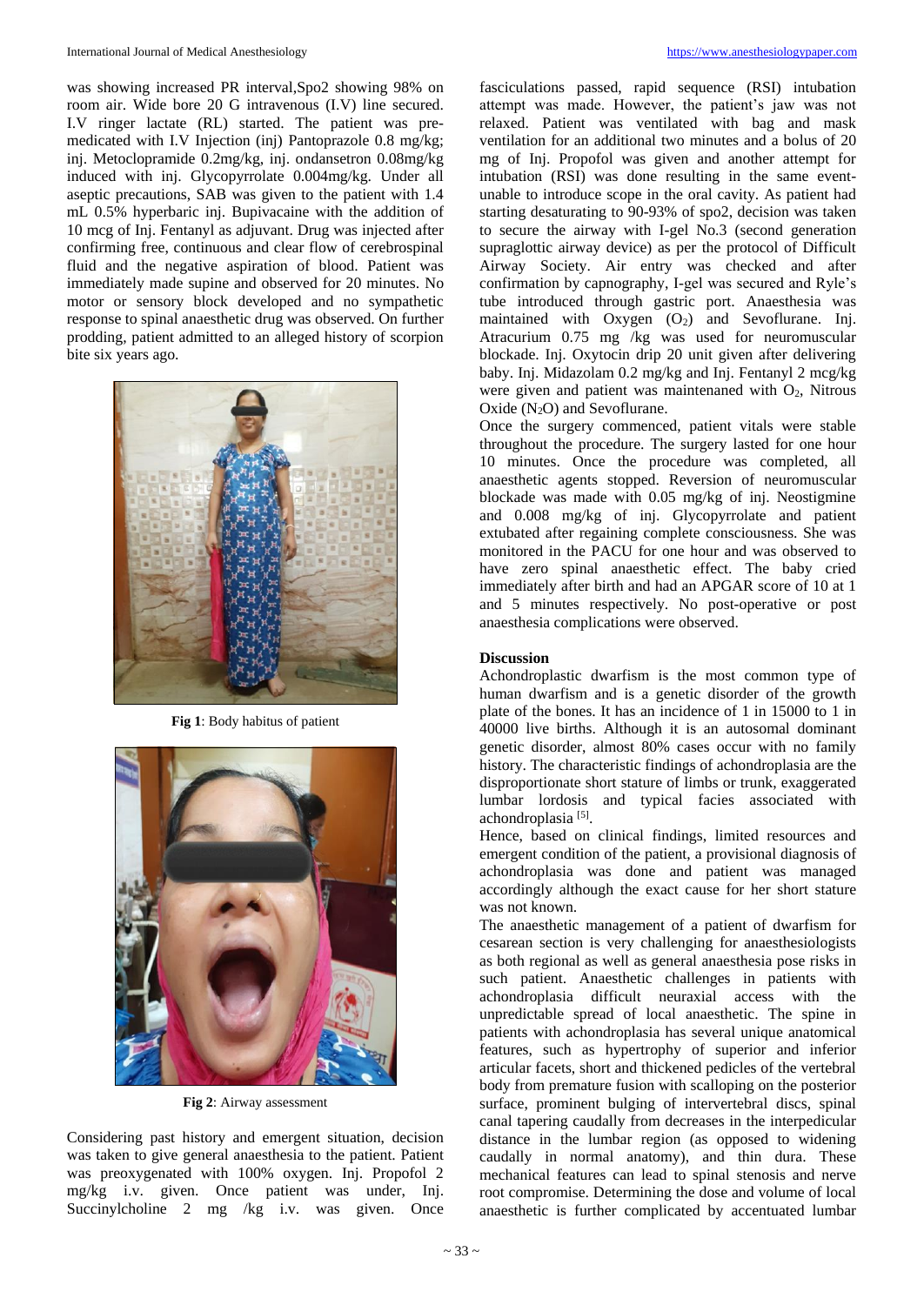was showing increased PR interval,Spo2 showing 98% on room air. Wide bore 20 G intravenous (I.V) line secured. I.V ringer lactate (RL) started. The patient was pre-medicated with I.V Injection (inj) Pantoprazole 0.8 mg/kg; inj. Metoclopramide 0.2mg/kg, inj. ondansetron 0.08mg/kg induced with inj. Glycopyrrolate 0.004mg/kg. Under all aseptic precautions, SAB was given to the patient with 1.4 mL 0.5% hyperbaric inj. Bupivacaine with the addition of 10 mcg of Inj. Fentanyl as adjuvant. Drug was injected after confirming free, continuous and clear flow of cerebrospinal fluid and the negative aspiration of blood. Patient was immediately made supine and observed for 20 minutes. No motor or sensory block developed and no sympathetic response to spinal anaesthetic drug was observed. On further prodding, patient admitted to an alleged history of scorpion bite six years ago.

**Fig 1**: Body habitus of patient

**Fig 2**: Airway assessment

Considering past history and emergent situation, decision was taken to give general anaesthesia to the patient. Patient was preoxygenated with 100% oxygen. Inj. Propofol 2 mg/kg i.v. given. Once patient was under, Inj. Succinylcholine 2 mg /kg i.v. was given. Once fasciculations passed, rapid sequence (RSI) intubation attempt was made. However, the patient's jaw was not relaxed. Patient was ventilated with bag and mask ventilation for an additional two minutes and a bolus of 20 mg of Inj. Propofol was given and another attempt for intubation (RSI) was done resulting in the same event-unable to introduce scope in the oral cavity. As patient had starting desaturating to 90-93% of spo2, decision was taken to secure the airway with I-gel No.3 (second generation supraglottic airway device) as per the protocol of Difficult Airway Society. Air entry was checked and after confirmation by capnography, I-gel was secured and Ryle's tube introduced through gastric port. Anaesthesia was maintained with Oxygen ($O_2$) and Sevoflurane. Inj. Atracurium 0.75 mg /kg was used for neuromuscular blockade. Inj. Oxytocin drip 20 unit given after delivering baby. Inj. Midazolam 0.2 mg/kg and Inj. Fentanyl 2 mcg/kg were given and patient was maintenaned with $O_2$, Nitrous Oxide ($N_2O$) and Sevoflurane.

Once the surgery commenced, patient vitals were stable throughout the procedure. The surgery lasted for one hour 10 minutes. Once the procedure was completed, all anaesthetic agents stopped. Reversion of neuromuscular blockade was made with 0.05 mg/kg of inj. Neostigmine and 0.008 mg/kg of inj. Glycopyrrolate and patient extubated after regaining complete consciousness. She was monitored in the PACU for one hour and was observed to have zero spinal anaesthetic effect. The baby cried immediately after birth and had an APGAR score of 10 at 1 and 5 minutes respectively. No post-operative or post anaesthesia complications were observed.

## Discussion

Achondroplastic dwarfism is the most common type of human dwarfism and is a genetic disorder of the growth plate of the bones. It has an incidence of 1 in 15000 to 1 in 40000 live births. Although it is an autosomal dominant genetic disorder, almost 80% cases occur with no family history. The characteristic findings of achondroplasia are the disproportionate short stature of limbs or trunk, exaggerated lumbar lordosis and typical facies associated with achondroplasia [5].

Hence, based on clinical findings, limited resources and emergent condition of the patient, a provisional diagnosis of achondroplasia was done and patient was managed accordingly although the exact cause for her short stature was not known.

The anaesthetic management of a patient of dwarfism for cesarean section is very challenging for anaesthesiologists as both regional as well as general anaesthesia pose risks in such patient. Anaesthetic challenges in patients with achondroplasia difficult neuraxial access with the unpredictable spread of local anaesthetic. The spine in patients with achondroplasia has several unique anatomical features, such as hypertrophy of superior and inferior articular facets, short and thickened pedicles of the vertebral body from premature fusion with scalloping on the posterior surface, prominent bulging of intervertebral discs, spinal canal tapering caudally from decreases in the interpedicular distance in the lumbar region (as opposed to widening caudally in normal anatomy), and thin dura. These mechanical features can lead to spinal stenosis and nerve root compromise. Determining the dose and volume of local anaesthetic is further complicated by accentuated lumbar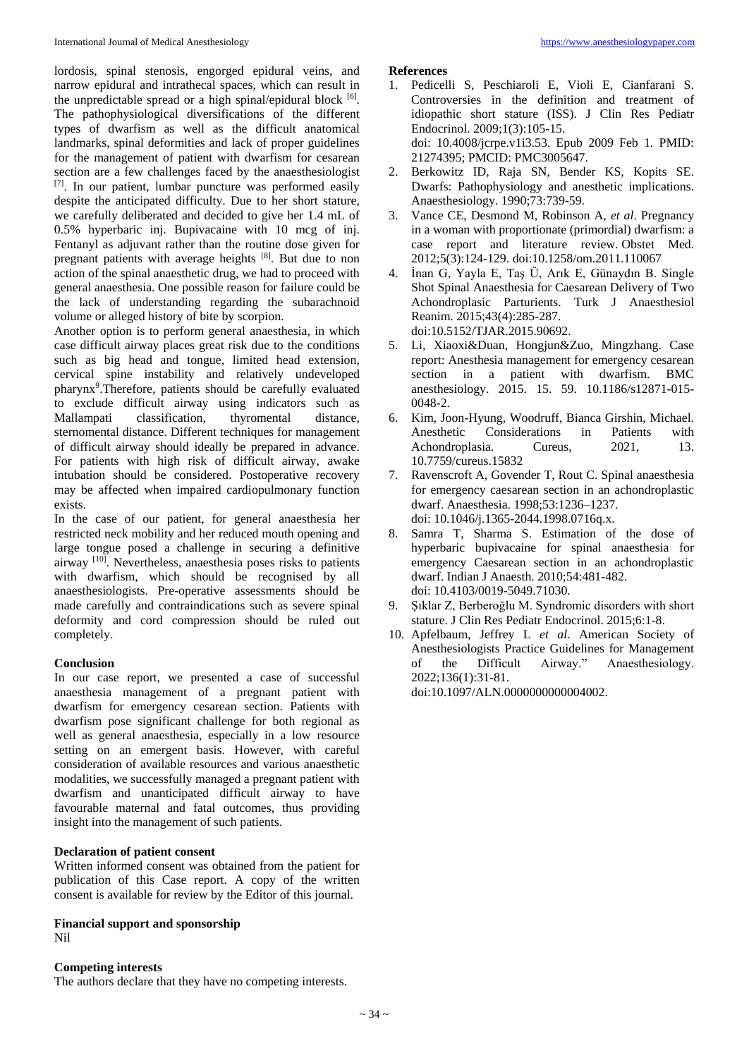lordosis, spinal stenosis, engorged epidural veins, and narrow epidural and intrathecal spaces, which can result in the unpredictable spread or a high spinal/epidural block [6]. The pathophysiological diversifications of the different types of dwarfism as well as the difficult anatomical landmarks, spinal deformities and lack of proper guidelines for the management of patient with dwarfism for cesarean section are a few challenges faced by the anaesthesiologist [7]. In our patient, lumbar puncture was performed easily despite the anticipated difficulty. Due to her short stature, we carefully deliberated and decided to give her 1.4 mL of 0.5% hyperbaric inj. Bupivacaine with 10 mcg of inj. Fentanyl as adjuvant rather than the routine dose given for pregnant patients with average heights [8]. But due to non action of the spinal anaesthetic drug, we had to proceed with general anaesthesia. One possible reason for failure could be the lack of understanding regarding the subarachnoid volume or alleged history of bite by scorpion.

Another option is to perform general anaesthesia, in which case difficult airway places great risk due to the conditions such as big head and tongue, limited head extension, cervical spine instability and relatively undeveloped pharynx[9].Therefore, patients should be carefully evaluated to exclude difficult airway using indicators such as Mallampati classification, thyromental distance, sternomental distance. Different techniques for management of difficult airway should ideally be prepared in advance. For patients with high risk of difficult airway, awake intubation should be considered. Postoperative recovery may be affected when impaired cardiopulmonary function exists.

In the case of our patient, for general anaesthesia her restricted neck mobility and her reduced mouth opening and large tongue posed a challenge in securing a definitive airway [10]. Nevertheless, anaesthesia poses risks to patients with dwarfism, which should be recognised by all anaesthesiologists. Pre-operative assessments should be made carefully and contraindications such as severe spinal deformity and cord compression should be ruled out completely.

## Conclusion

In our case report, we presented a case of successful anaesthesia management of a pregnant patient with dwarfism for emergency cesarean section. Patients with dwarfism pose significant challenge for both regional as well as general anaesthesia, especially in a low resource setting on an emergent basis. However, with careful consideration of available resources and various anaesthetic modalities, we successfully managed a pregnant patient with dwarfism and unanticipated difficult airway to have favourable maternal and fatal outcomes, thus providing insight into the management of such patients.

## Declaration of patient consent

Written informed consent was obtained from the patient for publication of this Case report. A copy of the written consent is available for review by the Editor of this journal.

## Financial support and sponsorship

Nil

## Competing interests

The authors declare that they have no competing interests.

## References

1. Pedicelli S, Peschiaroli E, Violi E, Cianfarani S. Controversies in the definition and treatment of idiopathic short stature (ISS). J Clin Res Pediatr Endocrinol. 2009;1(3):105-15. doi: 10.4008/jcrpe.v1i3.53. Epub 2009 Feb 1. PMID: 21274395; PMCID: PMC3005647.
2. Berkowitz ID, Raja SN, Bender KS, Kopits SE. Dwarfs: Pathophysiology and anesthetic implications. Anaesthesiology. 1990;73:739-59.
3. Vance CE, Desmond M, Robinson A, *et al*. Pregnancy in a woman with proportionate (primordial) dwarfism: a case report and literature review. Obstet Med. 2012;5(3):124-129. doi:10.1258/om.2011.110067
4. İnan G, Yayla E, Taş Ü, Arık E, Günaydın B. Single Shot Spinal Anaesthesia for Caesarean Delivery of Two Achondroplasic Parturients. Turk J Anaesthesiol Reanim. 2015;43(4):285-287. doi:10.5152/TJAR.2015.90692.
5. Li, Xiaoxi&Duan, Hongjun&Zuo, Mingzhang. Case report: Anesthesia management for emergency cesarean section in a patient with dwarfism. BMC anesthesiology. 2015. 15. 59. 10.1186/s12871-015-0048-2.
6. Kim, Joon-Hyung, Woodruff, Bianca Girshin, Michael. Anesthetic Considerations in Patients with Achondroplasia. Cureus, 2021, 13. 10.7759/cureus.15832
7. Ravenscroft A, Govender T, Rout C. Spinal anaesthesia for emergency caesarean section in an achondroplastic dwarf. Anaesthesia. 1998;53:1236–1237. doi: 10.1046/j.1365-2044.1998.0716q.x.
8. Samra T, Sharma S. Estimation of the dose of hyperbaric bupivacaine for spinal anaesthesia for emergency Caesarean section in an achondroplastic dwarf. Indian J Anaesth. 2010;54:481-482. doi: 10.4103/0019-5049.71030.
9. Şıklar Z, Berberoğlu M. Syndromic disorders with short stature. J Clin Res Pediatr Endocrinol. 2015;6:1-8.
10. Apfelbaum, Jeffrey L *et al*. American Society of Anesthesiologists Practice Guidelines for Management of the Difficult Airway." Anaesthesiology. 2022;136(1):31-81. doi:10.1097/ALN.0000000000004002.